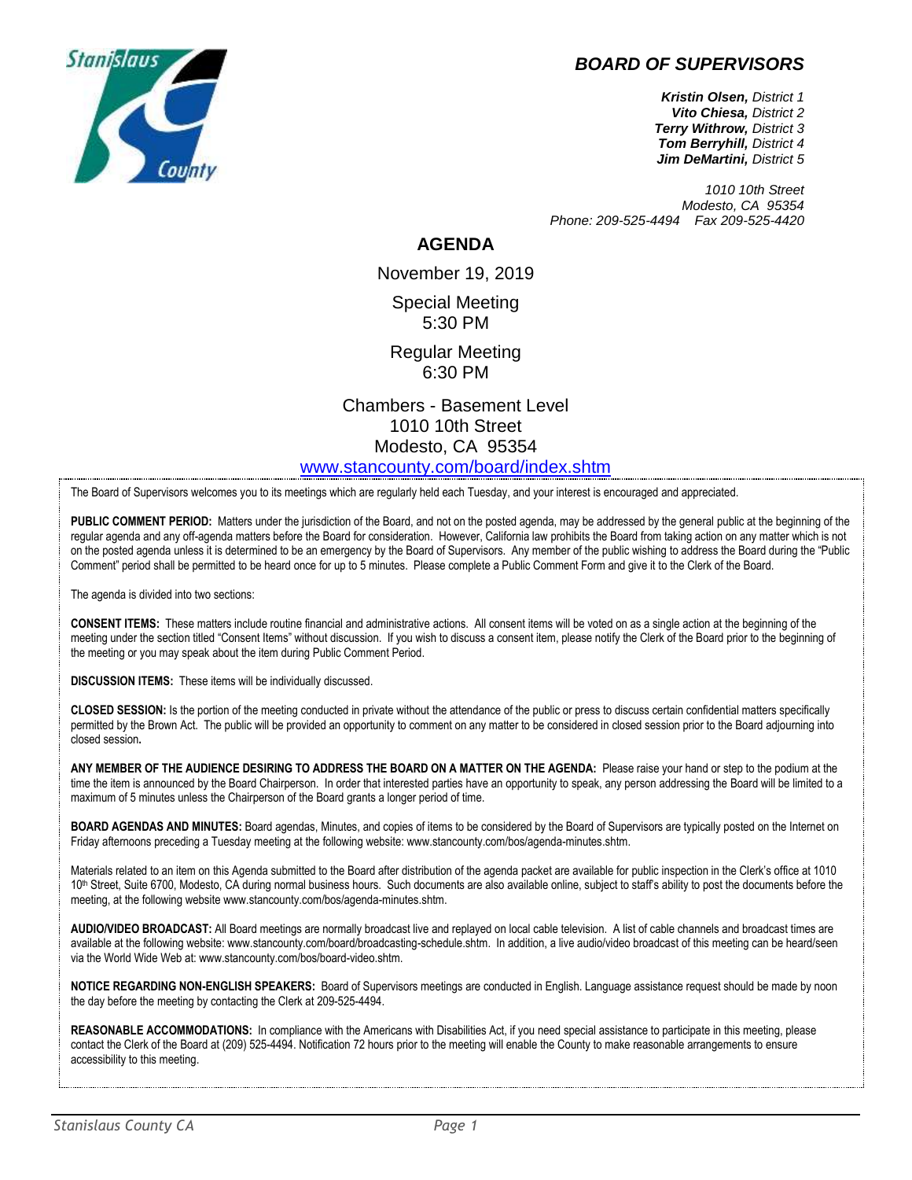## BOARD OF SUPERVISORS

***Kristin Olsen,*** *District 1*
***Vito Chiesa,*** *District 2*
***Terry Withrow,*** *District 3*
***Tom Berryhill,*** *District 4*
***Jim DeMartini,*** *District 5*

*1010 10th Street*
*Modesto, CA 95354*
*Phone: 209-525-4494 Fax 209-525-4420*

# AGENDA

November 19, 2019

Special Meeting
5:30 PM

Regular Meeting
6:30 PM

Chambers - Basement Level
1010 10th Street
Modesto, CA 95354
[www.stancounty.com/board/index.shtm](http://www.stancounty.com/board/index.shtm)

The Board of Supervisors welcomes you to its meetings which are regularly held each Tuesday, and your interest is encouraged and appreciated.

**PUBLIC COMMENT PERIOD:** Matters under the jurisdiction of the Board, and not on the posted agenda, may be addressed by the general public at the beginning of the regular agenda and any off-agenda matters before the Board for consideration. However, California law prohibits the Board from taking action on any matter which is not on the posted agenda unless it is determined to be an emergency by the Board of Supervisors. Any member of the public wishing to address the Board during the "Public Comment" period shall be permitted to be heard once for up to 5 minutes. Please complete a Public Comment Form and give it to the Clerk of the Board.

The agenda is divided into two sections:

**CONSENT ITEMS:** These matters include routine financial and administrative actions. All consent items will be voted on as a single action at the beginning of the meeting under the section titled "Consent Items" without discussion. If you wish to discuss a consent item, please notify the Clerk of the Board prior to the beginning of the meeting or you may speak about the item during Public Comment Period.

**DISCUSSION ITEMS:** These items will be individually discussed.

**CLOSED SESSION:** Is the portion of the meeting conducted in private without the attendance of the public or press to discuss certain confidential matters specifically permitted by the Brown Act. The public will be provided an opportunity to comment on any matter to be considered in closed session prior to the Board adjourning into closed session**.**

**ANY MEMBER OF THE AUDIENCE DESIRING TO ADDRESS THE BOARD ON A MATTER ON THE AGENDA:** Please raise your hand or step to the podium at the time the item is announced by the Board Chairperson. In order that interested parties have an opportunity to speak, any person addressing the Board will be limited to a maximum of 5 minutes unless the Chairperson of the Board grants a longer period of time.

**BOARD AGENDAS AND MINUTES:** Board agendas, Minutes, and copies of items to be considered by the Board of Supervisors are typically posted on the Internet on Friday afternoons preceding a Tuesday meeting at the following website: www.stancounty.com/bos/agenda-minutes.shtm.

Materials related to an item on this Agenda submitted to the Board after distribution of the agenda packet are available for public inspection in the Clerk's office at 1010 10th Street, Suite 6700, Modesto, CA during normal business hours. Such documents are also available online, subject to staff's ability to post the documents before the meeting, at the following website www.stancounty.com/bos/agenda-minutes.shtm.

**AUDIO/VIDEO BROADCAST:** All Board meetings are normally broadcast live and replayed on local cable television. A list of cable channels and broadcast times are available at the following website: www.stancounty.com/board/broadcasting-schedule.shtm. In addition, a live audio/video broadcast of this meeting can be heard/seen via the World Wide Web at: www.stancounty.com/bos/board-video.shtm.

**NOTICE REGARDING NON-ENGLISH SPEAKERS:** Board of Supervisors meetings are conducted in English. Language assistance request should be made by noon the day before the meeting by contacting the Clerk at 209-525-4494.

**REASONABLE ACCOMMODATIONS:** In compliance with the Americans with Disabilities Act, if you need special assistance to participate in this meeting, please contact the Clerk of the Board at (209) 525-4494. Notification 72 hours prior to the meeting will enable the County to make reasonable arrangements to ensure accessibility to this meeting.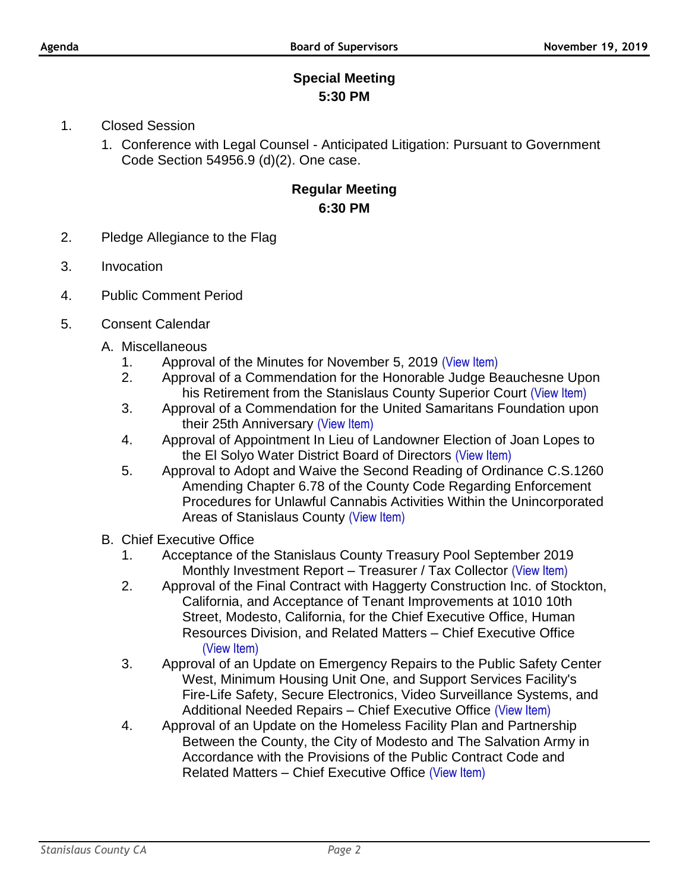## Special Meeting
### 5:30 PM

1. Closed Session
   1. Conference with Legal Counsel - Anticipated Litigation: Pursuant to Government Code Section 54956.9 (d)(2). One case.

## Regular Meeting
### 6:30 PM

2. Pledge Allegiance to the Flag

3. Invocation

4. Public Comment Period

5. Consent Calendar

   A. Miscellaneous
      1. Approval of the Minutes for November 5, 2019 (View Item)
      2. Approval of a Commendation for the Honorable Judge Beauchesne Upon his Retirement from the Stanislaus County Superior Court (View Item)
      3. Approval of a Commendation for the United Samaritans Foundation upon their 25th Anniversary (View Item)
      4. Approval of Appointment In Lieu of Landowner Election of Joan Lopes to the El Solyo Water District Board of Directors (View Item)
      5. Approval to Adopt and Waive the Second Reading of Ordinance C.S.1260 Amending Chapter 6.78 of the County Code Regarding Enforcement Procedures for Unlawful Cannabis Activities Within the Unincorporated Areas of Stanislaus County (View Item)

   B. Chief Executive Office
      1. Acceptance of the Stanislaus County Treasury Pool September 2019 Monthly Investment Report – Treasurer / Tax Collector (View Item)
      2. Approval of the Final Contract with Haggerty Construction Inc. of Stockton, California, and Acceptance of Tenant Improvements at 1010 10th Street, Modesto, California, for the Chief Executive Office, Human Resources Division, and Related Matters – Chief Executive Office (View Item)
      3. Approval of an Update on Emergency Repairs to the Public Safety Center West, Minimum Housing Unit One, and Support Services Facility's Fire-Life Safety, Secure Electronics, Video Surveillance Systems, and Additional Needed Repairs – Chief Executive Office (View Item)
      4. Approval of an Update on the Homeless Facility Plan and Partnership Between the County, the City of Modesto and The Salvation Army in Accordance with the Provisions of the Public Contract Code and Related Matters – Chief Executive Office (View Item)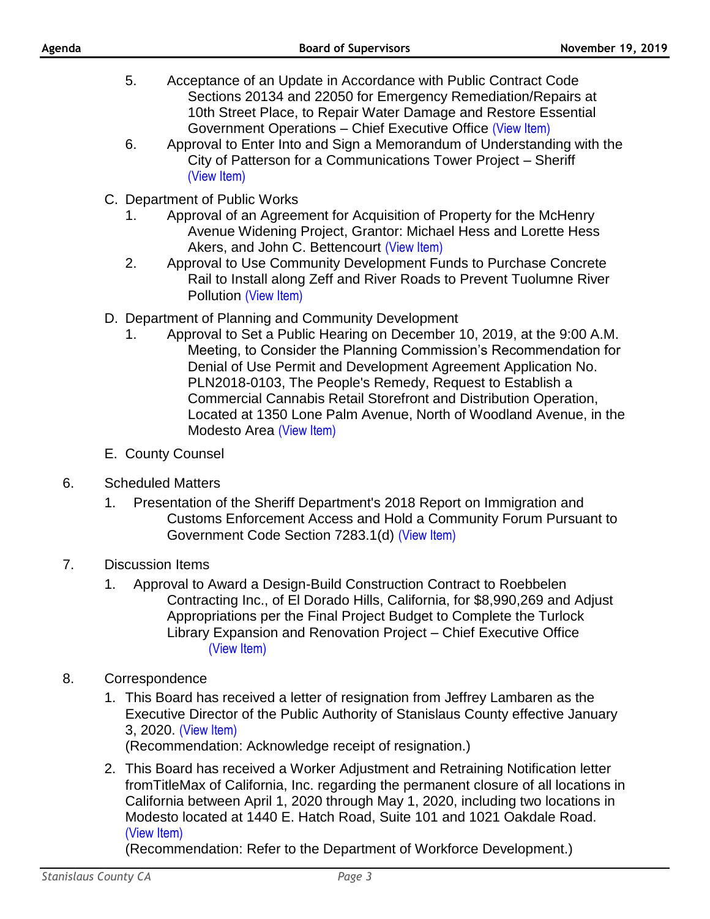5. Acceptance of an Update in Accordance with Public Contract Code Sections 20134 and 22050 for Emergency Remediation/Repairs at 10th Street Place, to Repair Water Damage and Restore Essential Government Operations – Chief Executive Office (View Item)
6. Approval to Enter Into and Sign a Memorandum of Understanding with the City of Patterson for a Communications Tower Project – Sheriff (View Item)

C. Department of Public Works
   1. Approval of an Agreement for Acquisition of Property for the McHenry Avenue Widening Project, Grantor: Michael Hess and Lorette Hess Akers, and John C. Bettencourt (View Item)
   2. Approval to Use Community Development Funds to Purchase Concrete Rail to Install along Zeff and River Roads to Prevent Tuolumne River Pollution (View Item)

D. Department of Planning and Community Development
   1. Approval to Set a Public Hearing on December 10, 2019, at the 9:00 A.M. Meeting, to Consider the Planning Commission's Recommendation for Denial of Use Permit and Development Agreement Application No. PLN2018-0103, The People's Remedy, Request to Establish a Commercial Cannabis Retail Storefront and Distribution Operation, Located at 1350 Lone Palm Avenue, North of Woodland Avenue, in the Modesto Area (View Item)

E. County Counsel

6. Scheduled Matters
   1. Presentation of the Sheriff Department's 2018 Report on Immigration and Customs Enforcement Access and Hold a Community Forum Pursuant to Government Code Section 7283.1(d) (View Item)

7. Discussion Items
   1. Approval to Award a Design-Build Construction Contract to Roebbelen Contracting Inc., of El Dorado Hills, California, for $8,990,269 and Adjust Appropriations per the Final Project Budget to Complete the Turlock Library Expansion and Renovation Project – Chief Executive Office (View Item)

8. Correspondence
   1. This Board has received a letter of resignation from Jeffrey Lambaren as the Executive Director of the Public Authority of Stanislaus County effective January 3, 2020. (View Item)
      (Recommendation: Acknowledge receipt of resignation.)
   2. This Board has received a Worker Adjustment and Retraining Notification letter fromTitleMax of California, Inc. regarding the permanent closure of all locations in California between April 1, 2020 through May 1, 2020, including two locations in Modesto located at 1440 E. Hatch Road, Suite 101 and 1021 Oakdale Road. (View Item)
      (Recommendation: Refer to the Department of Workforce Development.)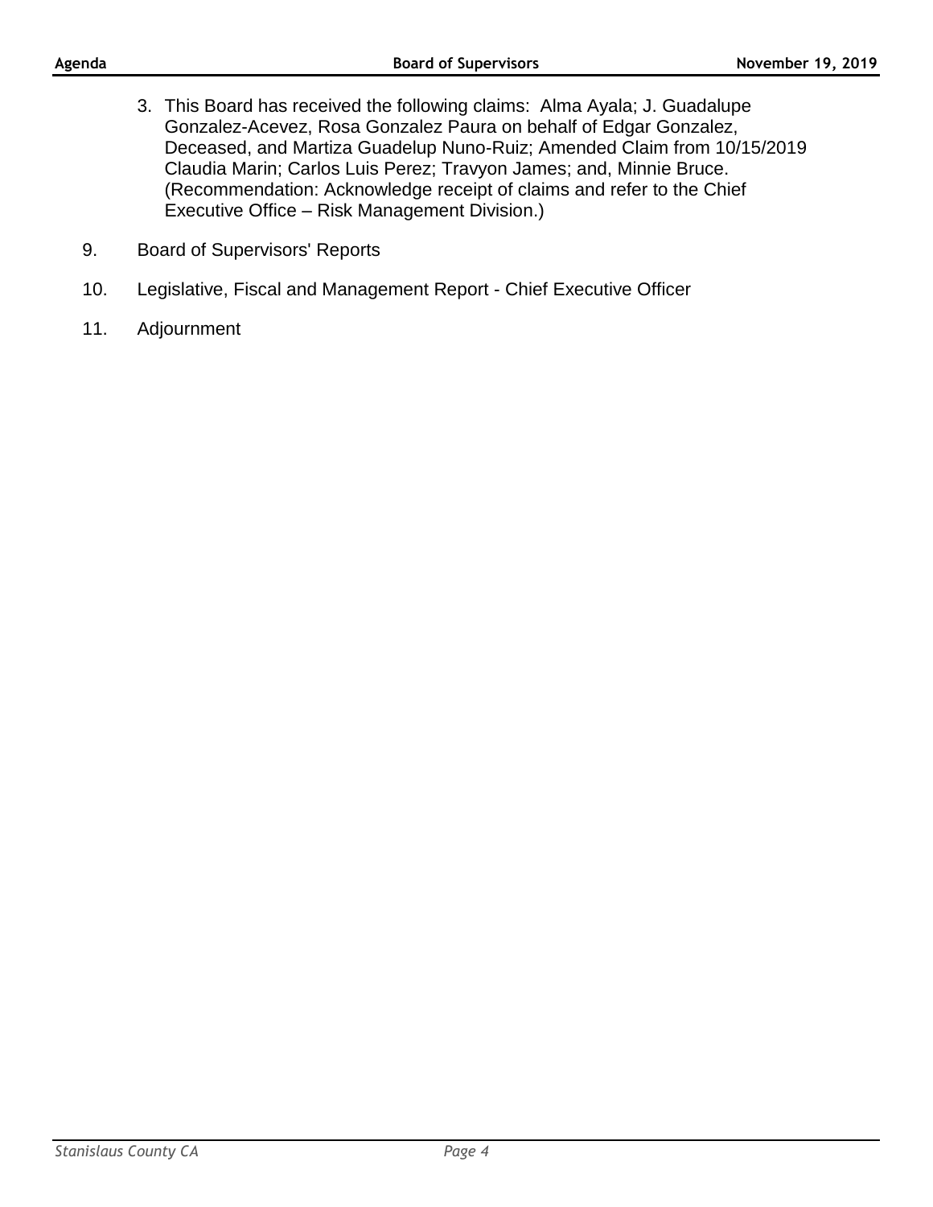3. This Board has received the following claims: Alma Ayala; J. Guadalupe Gonzalez-Acevez, Rosa Gonzalez Paura on behalf of Edgar Gonzalez, Deceased, and Martiza Guadelup Nuno-Ruiz; Amended Claim from 10/15/2019 Claudia Marin; Carlos Luis Perez; Travyon James; and, Minnie Bruce. (Recommendation: Acknowledge receipt of claims and refer to the Chief Executive Office – Risk Management Division.)

9. Board of Supervisors' Reports

10. Legislative, Fiscal and Management Report - Chief Executive Officer

11. Adjournment